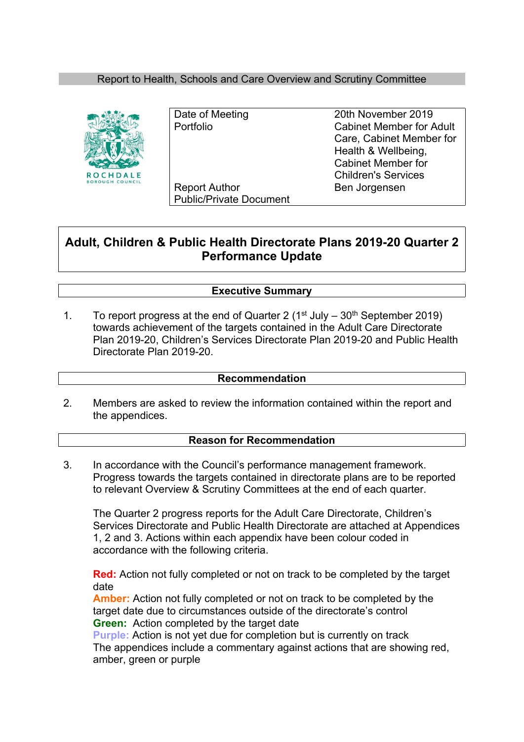Report to Health, Schools and Care Overview and Scrutiny Committee

| | |
|---|---|
| Date of Meeting | 20th November 2019 |
| Portfolio | Cabinet Member for Adult Care, Cabinet Member for Health & Wellbeing, Cabinet Member for Children's Services |
| Report Author | Ben Jorgensen |
| Public/Private Document | |

# Adult, Children & Public Health Directorate Plans 2019-20 Quarter 2 Performance Update

## Executive Summary

1. To report progress at the end of Quarter 2 (1st July – 30th September 2019) towards achievement of the targets contained in the Adult Care Directorate Plan 2019-20, Children's Services Directorate Plan 2019-20 and Public Health Directorate Plan 2019-20.

## Recommendation

2. Members are asked to review the information contained within the report and the appendices.

## Reason for Recommendation

3. In accordance with the Council's performance management framework. Progress towards the targets contained in directorate plans are to be reported to relevant Overview & Scrutiny Committees at the end of each quarter.

   The Quarter 2 progress reports for the Adult Care Directorate, Children's Services Directorate and Public Health Directorate are attached at Appendices 1, 2 and 3. Actions within each appendix have been colour coded in accordance with the following criteria.

   **Red:** Action not fully completed or not on track to be completed by the target date
   **Amber:** Action not fully completed or not on track to be completed by the target date due to circumstances outside of the directorate's control
   **Green:** Action completed by the target date
   **Purple:** Action is not yet due for completion but is currently on track
   The appendices include a commentary against actions that are showing red, amber, green or purple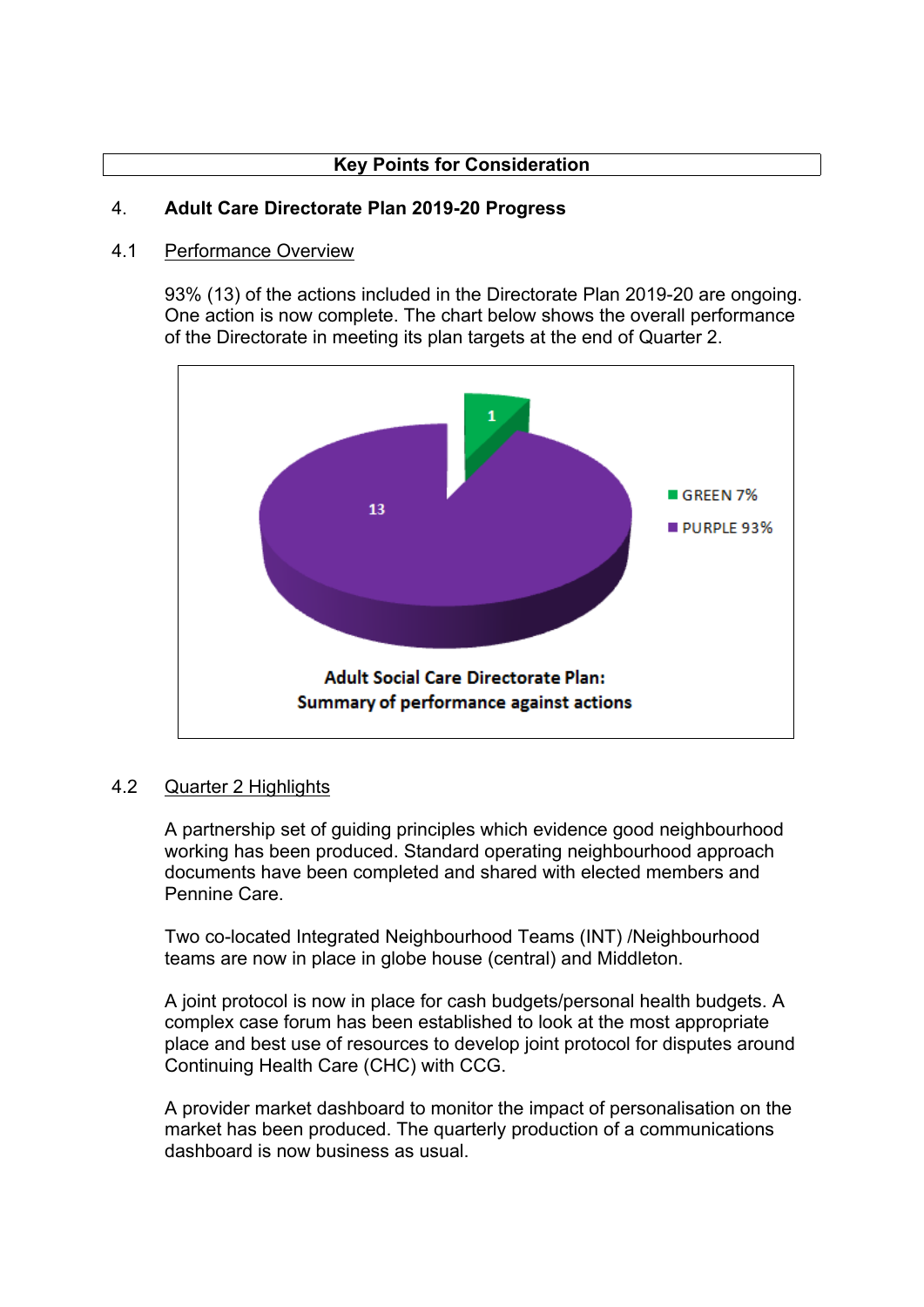**Key Points for Consideration**

## 4. Adult Care Directorate Plan 2019-20 Progress

### 4.1 Performance Overview

93% (13) of the actions included in the Directorate Plan 2019-20 are ongoing. One action is now complete. The chart below shows the overall performance of the Directorate in meeting its plan targets at the end of Quarter 2.

GREEN 7%

PURPLE 93%

**Adult Social Care Directorate Plan: Summary of performance against actions**

### 4.2 Quarter 2 Highlights

A partnership set of guiding principles which evidence good neighbourhood working has been produced. Standard operating neighbourhood approach documents have been completed and shared with elected members and Pennine Care.

Two co-located Integrated Neighbourhood Teams (INT) /Neighbourhood teams are now in place in globe house (central) and Middleton.

A joint protocol is now in place for cash budgets/personal health budgets. A complex case forum has been established to look at the most appropriate place and best use of resources to develop joint protocol for disputes around Continuing Health Care (CHC) with CCG.

A provider market dashboard to monitor the impact of personalisation on the market has been produced. The quarterly production of a communications dashboard is now business as usual.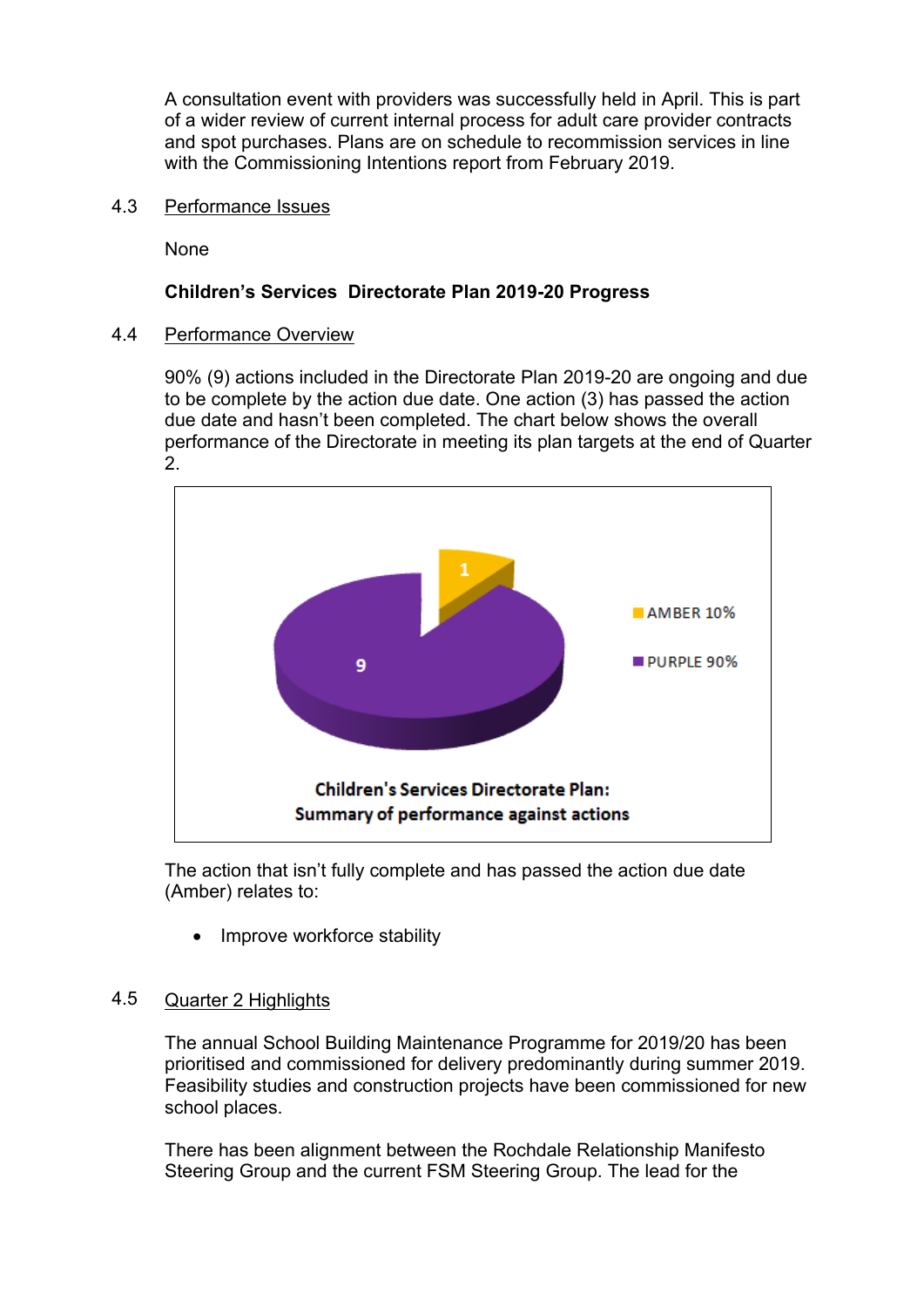A consultation event with providers was successfully held in April. This is part of a wider review of current internal process for adult care provider contracts and spot purchases. Plans are on schedule to recommission services in line with the Commissioning Intentions report from February 2019.

4.3 Performance Issues

None

**Children's Services Directorate Plan 2019-20 Progress**

4.4 Performance Overview

90% (9) actions included in the Directorate Plan 2019-20 are ongoing and due to be complete by the action due date. One action (3) has passed the action due date and hasn't been completed. The chart below shows the overall performance of the Directorate in meeting its plan targets at the end of Quarter 2.

| | Count | % |
|---|---|---|
| AMBER | 1 | 10% |
| PURPLE | 9 | 90% |

**Children's Services Directorate Plan: Summary of performance against actions**

The action that isn't fully complete and has passed the action due date (Amber) relates to:

- Improve workforce stability

4.5 Quarter 2 Highlights

The annual School Building Maintenance Programme for 2019/20 has been prioritised and commissioned for delivery predominantly during summer 2019. Feasibility studies and construction projects have been commissioned for new school places.

There has been alignment between the Rochdale Relationship Manifesto Steering Group and the current FSM Steering Group. The lead for the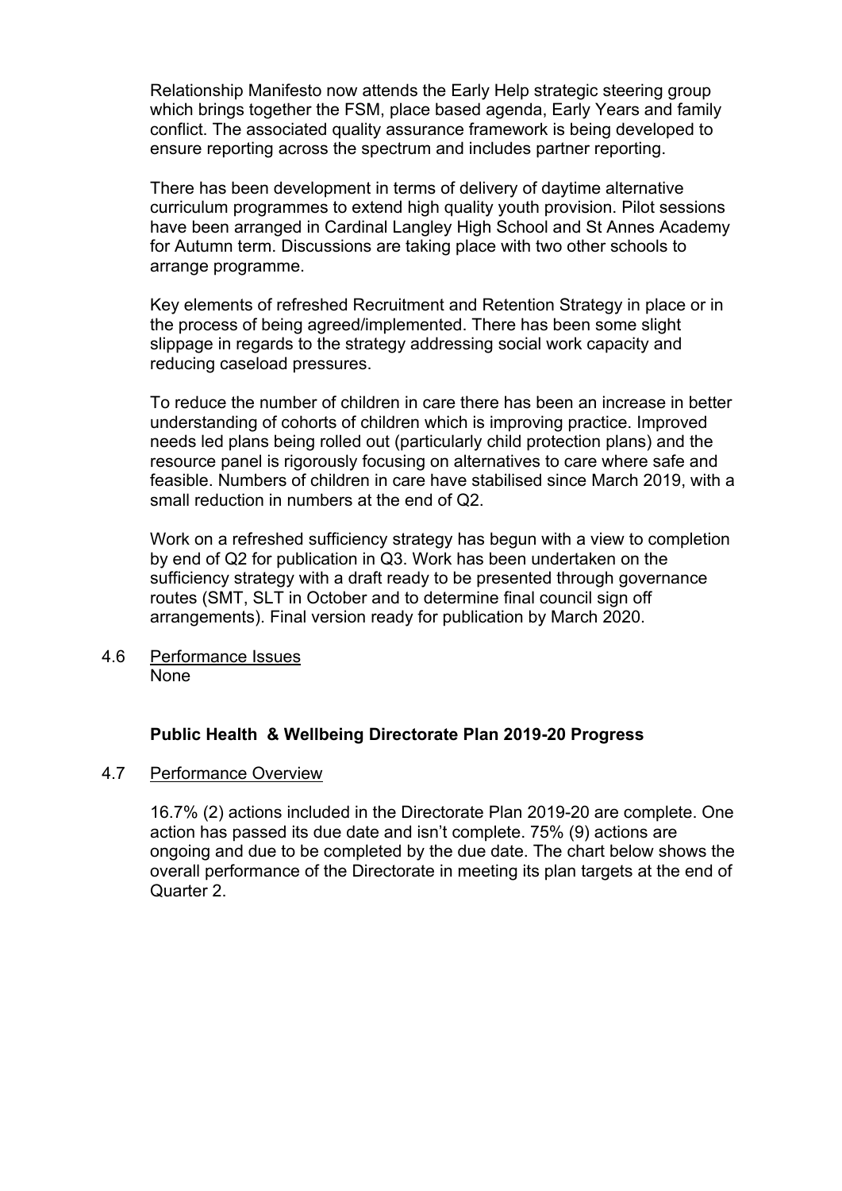Relationship Manifesto now attends the Early Help strategic steering group which brings together the FSM, place based agenda, Early Years and family conflict. The associated quality assurance framework is being developed to ensure reporting across the spectrum and includes partner reporting.

There has been development in terms of delivery of daytime alternative curriculum programmes to extend high quality youth provision. Pilot sessions have been arranged in Cardinal Langley High School and St Annes Academy for Autumn term. Discussions are taking place with two other schools to arrange programme.

Key elements of refreshed Recruitment and Retention Strategy in place or in the process of being agreed/implemented. There has been some slight slippage in regards to the strategy addressing social work capacity and reducing caseload pressures.

To reduce the number of children in care there has been an increase in better understanding of cohorts of children which is improving practice. Improved needs led plans being rolled out (particularly child protection plans) and the resource panel is rigorously focusing on alternatives to care where safe and feasible. Numbers of children in care have stabilised since March 2019, with a small reduction in numbers at the end of Q2.

Work on a refreshed sufficiency strategy has begun with a view to completion by end of Q2 for publication in Q3. Work has been undertaken on the sufficiency strategy with a draft ready to be presented through governance routes (SMT, SLT in October and to determine final council sign off arrangements). Final version ready for publication by March 2020.

4.6 Performance Issues

None

**Public Health & Wellbeing Directorate Plan 2019-20 Progress**

4.7 Performance Overview

16.7% (2) actions included in the Directorate Plan 2019-20 are complete. One action has passed its due date and isn't complete. 75% (9) actions are ongoing and due to be completed by the due date. The chart below shows the overall performance of the Directorate in meeting its plan targets at the end of Quarter 2.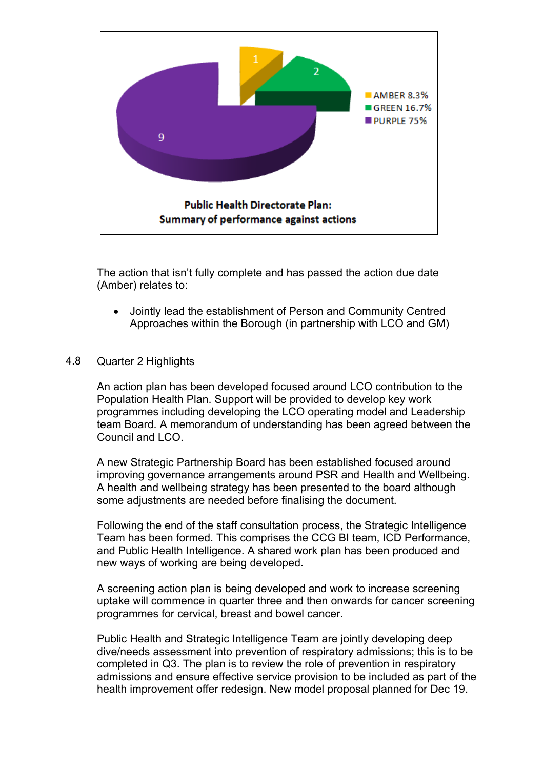Public Health Directorate Plan:
Summary of performance against actions

- AMBER 8.3%
- GREEN 16.7%
- PURPLE 75%

The action that isn't fully complete and has passed the action due date (Amber) relates to:

- Jointly lead the establishment of Person and Community Centred Approaches within the Borough (in partnership with LCO and GM)

4.8 Quarter 2 Highlights

An action plan has been developed focused around LCO contribution to the Population Health Plan. Support will be provided to develop key work programmes including developing the LCO operating model and Leadership team Board. A memorandum of understanding has been agreed between the Council and LCO.

A new Strategic Partnership Board has been established focused around improving governance arrangements around PSR and Health and Wellbeing. A health and wellbeing strategy has been presented to the board although some adjustments are needed before finalising the document.

Following the end of the staff consultation process, the Strategic Intelligence Team has been formed. This comprises the CCG BI team, ICD Performance, and Public Health Intelligence. A shared work plan has been produced and new ways of working are being developed.

A screening action plan is being developed and work to increase screening uptake will commence in quarter three and then onwards for cancer screening programmes for cervical, breast and bowel cancer.

Public Health and Strategic Intelligence Team are jointly developing deep dive/needs assessment into prevention of respiratory admissions; this is to be completed in Q3. The plan is to review the role of prevention in respiratory admissions and ensure effective service provision to be included as part of the health improvement offer redesign. New model proposal planned for Dec 19.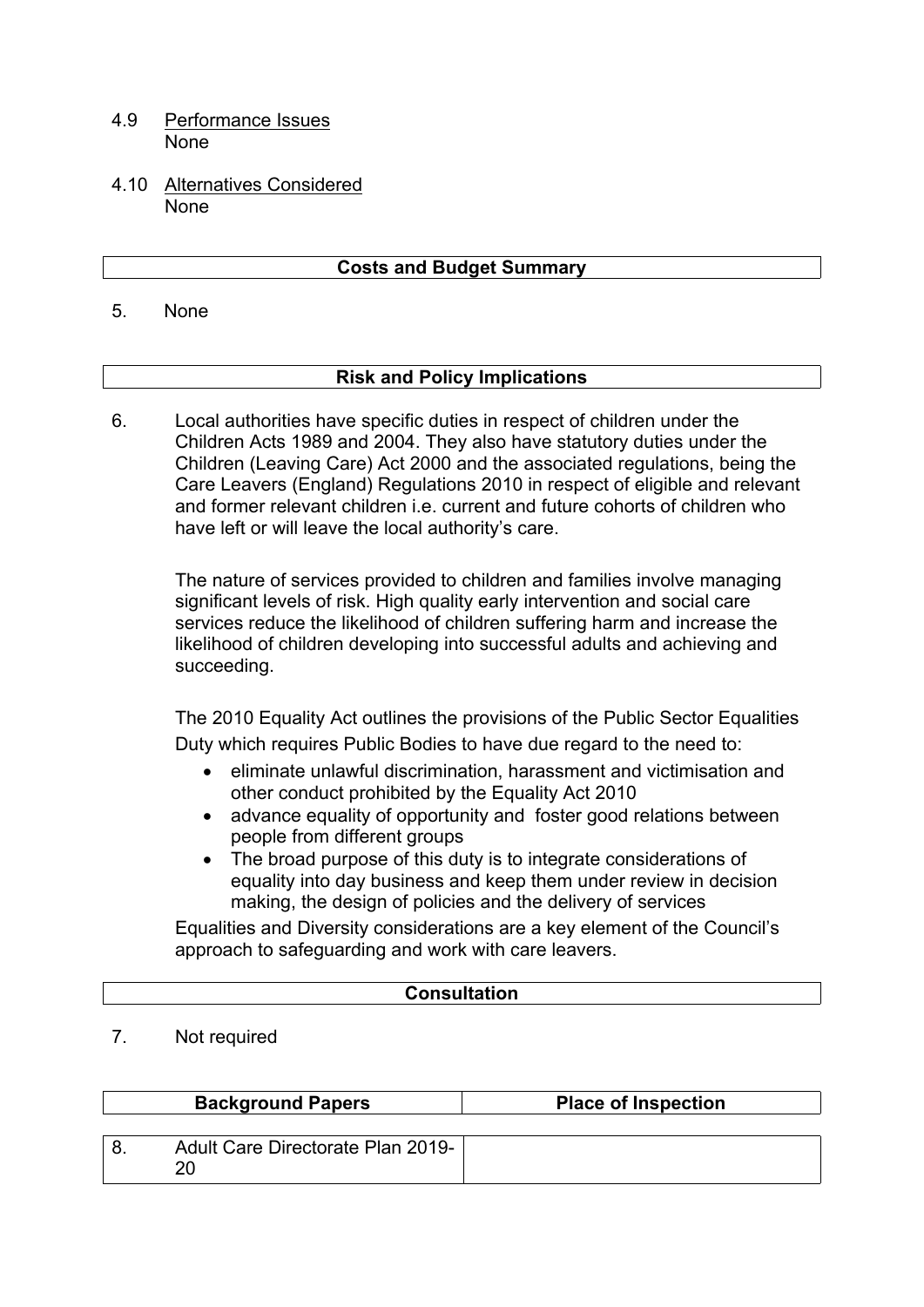4.9 Performance Issues
None

4.10 Alternatives Considered
None

## Costs and Budget Summary

5. None

## Risk and Policy Implications

6. Local authorities have specific duties in respect of children under the Children Acts 1989 and 2004. They also have statutory duties under the Children (Leaving Care) Act 2000 and the associated regulations, being the Care Leavers (England) Regulations 2010 in respect of eligible and relevant and former relevant children i.e. current and future cohorts of children who have left or will leave the local authority's care.

The nature of services provided to children and families involve managing significant levels of risk. High quality early intervention and social care services reduce the likelihood of children suffering harm and increase the likelihood of children developing into successful adults and achieving and succeeding.

The 2010 Equality Act outlines the provisions of the Public Sector Equalities Duty which requires Public Bodies to have due regard to the need to:

- eliminate unlawful discrimination, harassment and victimisation and other conduct prohibited by the Equality Act 2010
- advance equality of opportunity and foster good relations between people from different groups
- The broad purpose of this duty is to integrate considerations of equality into day business and keep them under review in decision making, the design of policies and the delivery of services

Equalities and Diversity considerations are a key element of the Council's approach to safeguarding and work with care leavers.

## Consultation

7. Not required

| Background Papers | Place of Inspection |
|---|---|
| 8. Adult Care Directorate Plan 2019-20 | |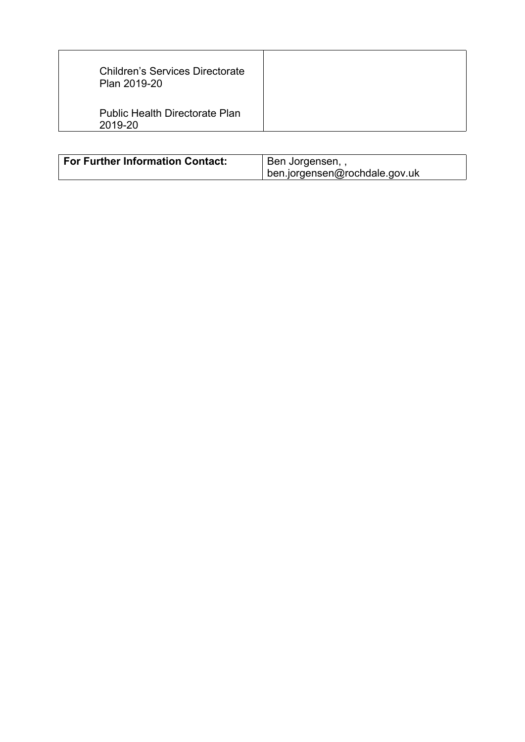| | |
|---|---|
| Children's Services Directorate Plan 2019-20<br><br>Public Health Directorate Plan 2019-20 | |

| | |
|---|---|
| **For Further Information Contact:** | Ben Jorgensen, , ben.jorgensen@rochdale.gov.uk |